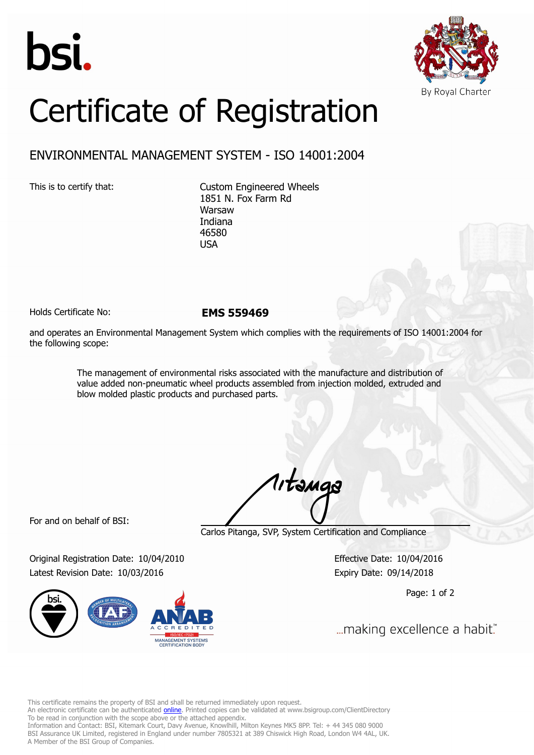bsi.

By Royal Charter

# Certificate of Registration

## ENVIRONMENTAL MANAGEMENT SYSTEM - ISO 14001:2004

This is to certify that:

Custom Engineered Wheels
1851 N. Fox Farm Rd
Warsaw
Indiana
46580
USA

Holds Certificate No: **EMS 559469**

and operates an Environmental Management System which complies with the requirements of ISO 14001:2004 for the following scope:

> The management of environmental risks associated with the manufacture and distribution of value added non-pneumatic wheel products assembled from injection molded, extruded and blow molded plastic products and purchased parts.

For and on behalf of BSI:

Carlos Pitanga, SVP, System Certification and Compliance

Original Registration Date: 10/04/2010
Latest Revision Date: 10/03/2016

Effective Date: 10/04/2016
Expiry Date: 09/14/2018

ANAB ACCREDITED ISO/IEC 17021 MANAGEMENT SYSTEMS CERTIFICATION BODY

...making excellence a habit.™

This certificate remains the property of BSI and shall be returned immediately upon request.
An electronic certificate can be authenticated online. Printed copies can be validated at www.bsigroup.com/ClientDirectory
To be read in conjunction with the scope above or the attached appendix.
Information and Contact: BSI, Kitemark Court, Davy Avenue, Knowlhill, Milton Keynes MK5 8PP. Tel: + 44 345 080 9000
BSI Assurance UK Limited, registered in England under number 7805321 at 389 Chiswick High Road, London W4 4AL, UK.
A Member of the BSI Group of Companies.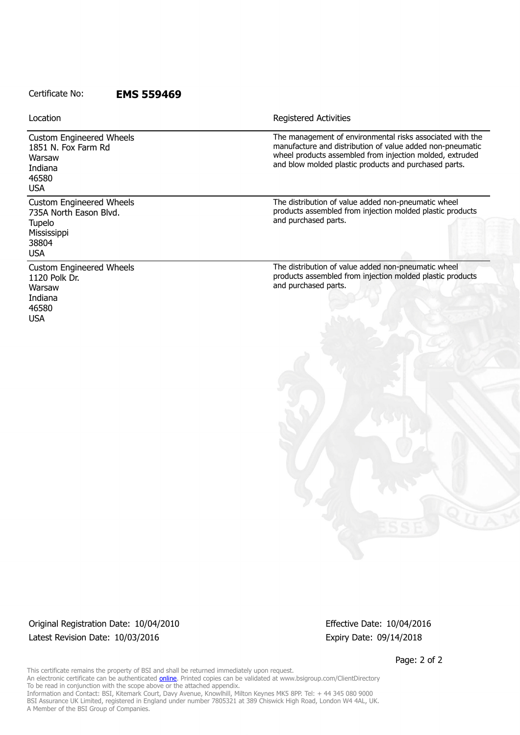Certificate No: **EMS 559469**

| Location | Registered Activities |
| --- | --- |
| Custom Engineered Wheels<br>1851 N. Fox Farm Rd<br>Warsaw<br>Indiana<br>46580<br>USA | The management of environmental risks associated with the manufacture and distribution of value added non-pneumatic wheel products assembled from injection molded, extruded and blow molded plastic products and purchased parts. |
| Custom Engineered Wheels<br>735A North Eason Blvd.<br>Tupelo<br>Mississippi<br>38804<br>USA | The distribution of value added non-pneumatic wheel products assembled from injection molded plastic products and purchased parts. |
| Custom Engineered Wheels<br>1120 Polk Dr.<br>Warsaw<br>Indiana<br>46580<br>USA | The distribution of value added non-pneumatic wheel products assembled from injection molded plastic products and purchased parts. |

Original Registration Date: 10/04/2010

Latest Revision Date: 10/03/2016

Effective Date: 10/04/2016

Expiry Date: 09/14/2018

This certificate remains the property of BSI and shall be returned immediately upon request.
An electronic certificate can be authenticated online. Printed copies can be validated at www.bsigroup.com/ClientDirectory
To be read in conjunction with the scope above or the attached appendix.
Information and Contact: BSI, Kitemark Court, Davy Avenue, Knowlhill, Milton Keynes MK5 8PP. Tel: + 44 345 080 9000
BSI Assurance UK Limited, registered in England under number 7805321 at 389 Chiswick High Road, London W4 4AL, UK.
A Member of the BSI Group of Companies.